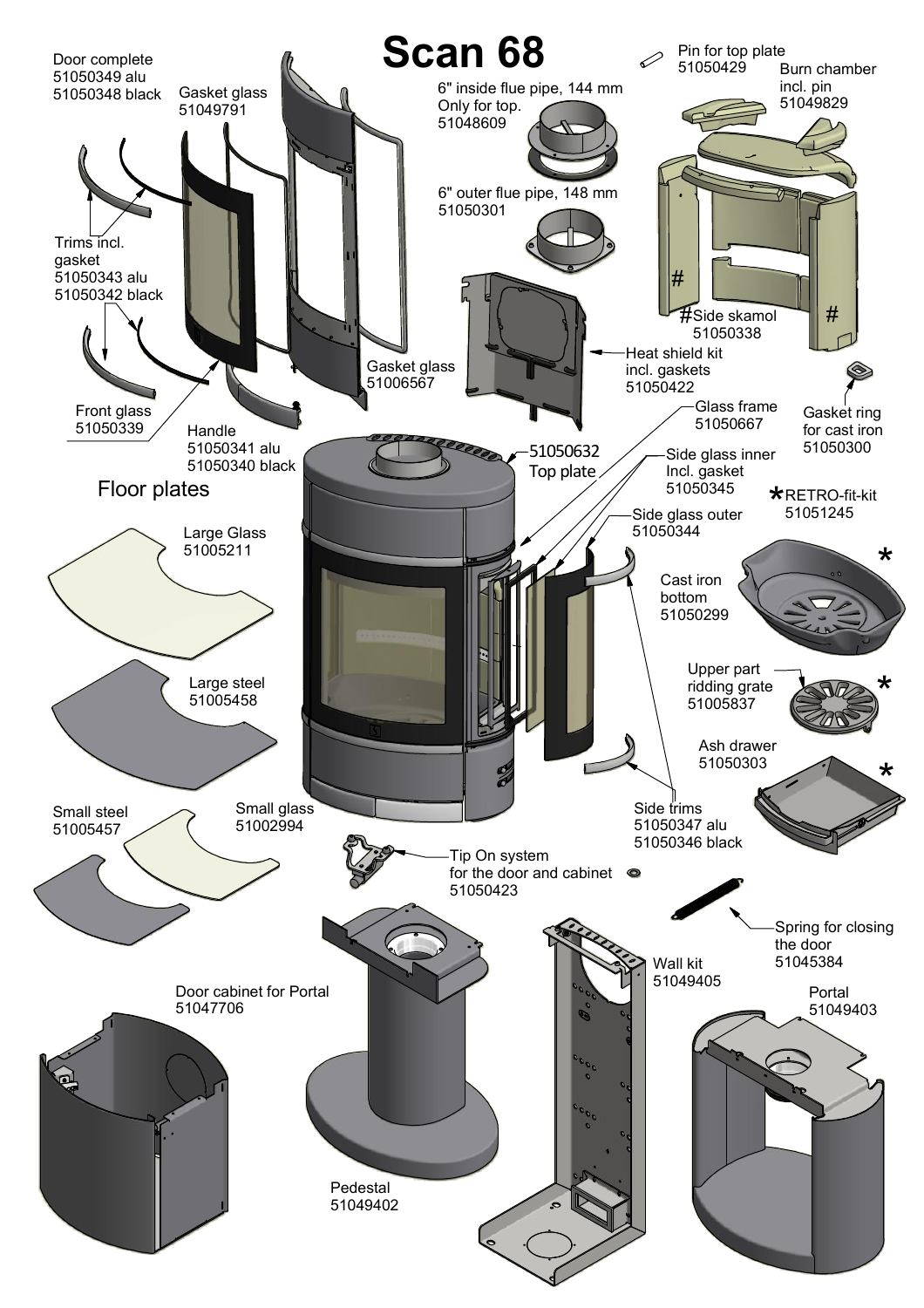# Scan 68

Door complete
51050349 alu
51050348 black

Gasket glass
51049791

Trims incl. gasket
51050343 alu
51050342 black

Front glass
51050339

Handle
51050341 alu
51050340 black

Gasket glass
51006567

6" inside flue pipe, 144 mm
Only for top.
51048609

6" outer flue pipe, 148 mm
51050301

Pin for top plate
51050429

Burn chamber incl. pin
51049829

#Side skamol
51050338

Heat shield kit incl. gaskets
51050422

Glass frame
51050667

Gasket ring for cast iron
51050300

51050632
Top plate

Side glass inner Incl. gasket
51050345

Side glass outer
51050344

*RETRO-fit-kit
51051245

Cast iron bottom
51050299

Upper part ridding grate
51005837

Ash drawer
51050303

Side trims
51050347 alu
51050346 black

## Floor plates

Large Glass
51005211

Large steel
51005458

Small steel
51005457

Small glass
51002994

Tip On system for the door and cabinet
51050423

Spring for closing the door
51045384

Door cabinet for Portal
51047706

Pedestal
51049402

Wall kit
51049405

Portal
51049403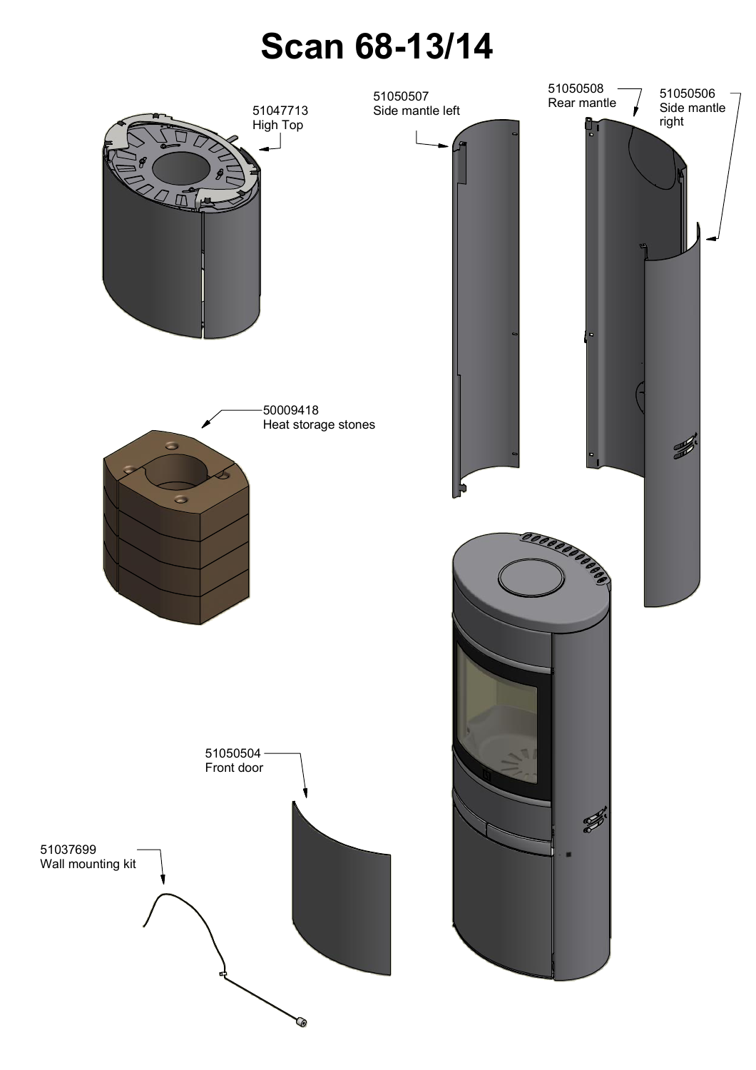# Scan 68-13/14

51047713
High Top

51050507
Side mantle left

51050508
Rear mantle

51050506
Side mantle right

50009418
Heat storage stones

51050504
Front door

51037699
Wall mounting kit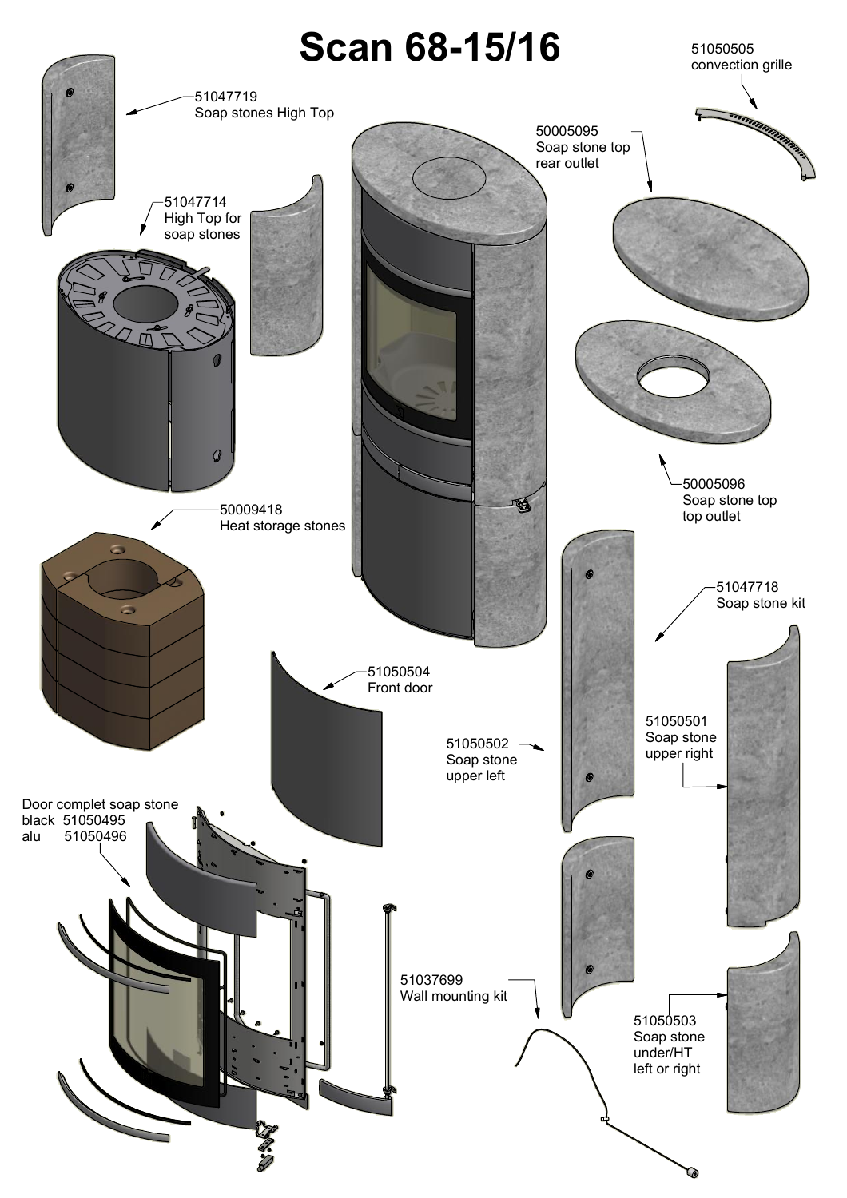# Scan 68-15/16

51047719
Soap stones High Top

51047714
High Top for soap stones

50009418
Heat storage stones

51050504
Front door

Door complet soap stone
black 51050495
alu 51050496

51050505
convection grille

50005095
Soap stone top
rear outlet

50005096
Soap stone top
top outlet

51047718
Soap stone kit

51050501
Soap stone
upper right

51050502
Soap stone
upper left

51037699
Wall mounting kit

51050503
Soap stone
under/HT
left or right